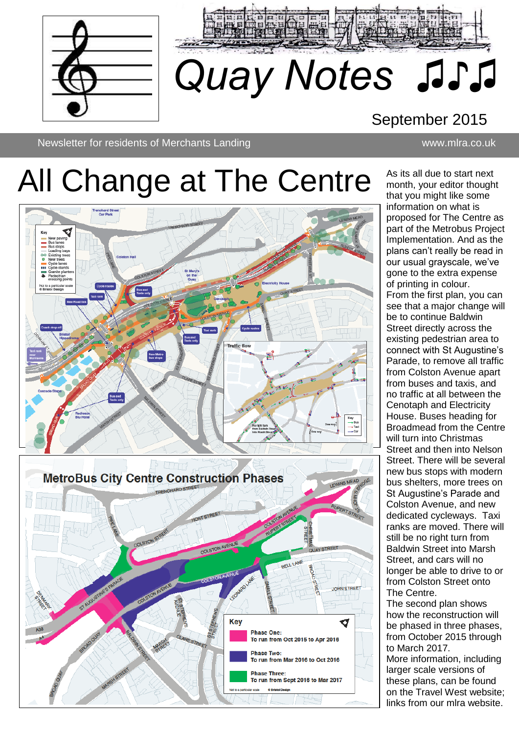# Quay Notes ♫♪♫

September 2015

Newsletter for residents of Merchants Landing www.mlra.co.uk

## All Change at The Centre

As its all due to start next month, your editor thought that you might like some information on what is proposed for The Centre as part of the Metrobus Project Implementation. And as the plans can't really be read in our usual grayscale, we've gone to the extra expense of printing in colour.

From the first plan, you can see that a major change will be to continue Baldwin Street directly across the existing pedestrian area to connect with St Augustine's Parade, to remove all traffic from Colston Avenue apart from buses and taxis, and no traffic at all between the Cenotaph and Electricity House. Buses heading for Broadmead from the Centre will turn into Christmas Street and then into Nelson Street. There will be several new bus stops with modern bus shelters, more trees on St Augustine's Parade and Colston Avenue, and new dedicated cycleways. Taxi ranks are moved. There will still be no right turn from Baldwin Street into Marsh Street, and cars will no longer be able to drive to or from Colston Street onto The Centre.

The second plan shows how the reconstruction will be phased in three phases, from October 2015 through to March 2017.

More information, including larger scale versions of these plans, can be found on the Travel West website; links from our mlra website.

**MetroBus City Centre Construction Phases**

Key

- Phase One: To run from Oct 2015 to Apr 2016
- Phase Two: To run from Mar 2016 to Oct 2016
- Phase Three: To run from Sept 2016 to Mar 2017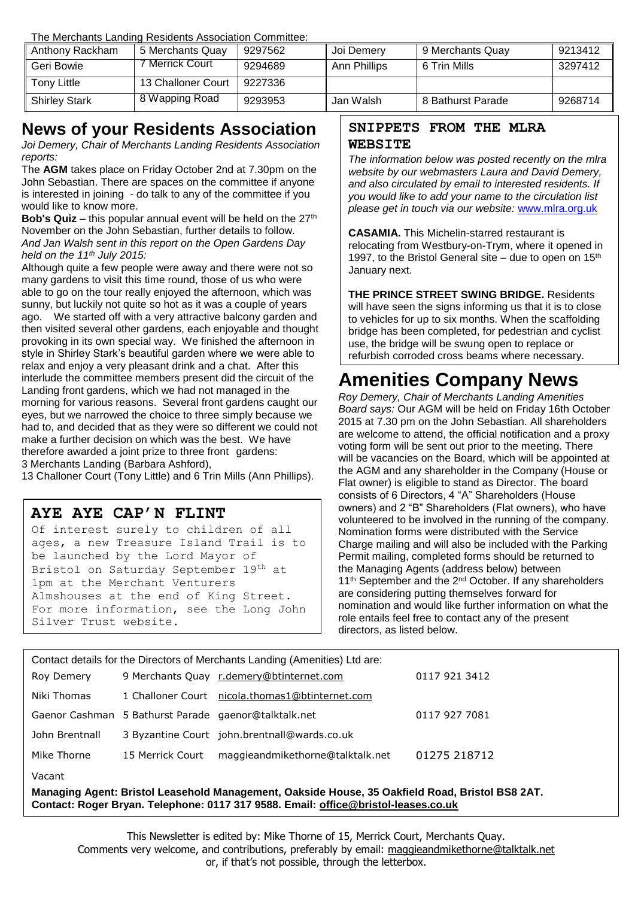The Merchants Landing Residents Association Committee:

| | | | | | |
|---|---|---|---|---|---|
| Anthony Rackham | 5 Merchants Quay | 9297562 | Joi Demery | 9 Merchants Quay | 9213412 |
| Geri Bowie | 7 Merrick Court | 9294689 | Ann Phillips | 6 Trin Mills | 3297412 |
| Tony Little | 13 Challoner Court | 9227336 | | | |
| Shirley Stark | 8 Wapping Road | 9293953 | Jan Walsh | 8 Bathurst Parade | 9268714 |

# News of your Residents Association

*Joi Demery, Chair of Merchants Landing Residents Association reports:*

The **AGM** takes place on Friday October 2nd at 7.30pm on the John Sebastian. There are spaces on the committee if anyone is interested in joining - do talk to any of the committee if you would like to know more.

**Bob's Quiz** – this popular annual event will be held on the 27th November on the John Sebastian, further details to follow.

*And Jan Walsh sent in this report on the Open Gardens Day held on the 11th July 2015:*

Although quite a few people were away and there were not so many gardens to visit this time round, those of us who were able to go on the tour really enjoyed the afternoon, which was sunny, but luckily not quite so hot as it was a couple of years ago. We started off with a very attractive balcony garden and then visited several other gardens, each enjoyable and thought provoking in its own special way. We finished the afternoon in style in Shirley Stark's beautiful garden where we were able to relax and enjoy a very pleasant drink and a chat. After this interlude the committee members present did the circuit of the Landing front gardens, which we had not managed in the morning for various reasons. Several front gardens caught our eyes, but we narrowed the choice to three simply because we had to, and decided that as they were so different we could not make a further decision on which was the best. We have therefore awarded a joint prize to three front gardens:

3 Merchants Landing (Barbara Ashford),

13 Challoner Court (Tony Little) and 6 Trin Mills (Ann Phillips).

## AYE AYE CAP'N FLINT

Of interest surely to children of all ages, a new Treasure Island Trail is to be launched by the Lord Mayor of Bristol on Saturday September 19th at 1pm at the Merchant Venturers Almshouses at the end of King Street. For more information, see the Long John Silver Trust website.

## SNIPPETS FROM THE MLRA WEBSITE

*The information below was posted recently on the mlra website by our webmasters Laura and David Demery, and also circulated by email to interested residents. If you would like to add your name to the circulation list please get in touch via our website:* www.mlra.org.uk

**CASAMIA.** This Michelin-starred restaurant is relocating from Westbury-on-Trym, where it opened in 1997, to the Bristol General site – due to open on 15th January next.

**THE PRINCE STREET SWING BRIDGE.** Residents will have seen the signs informing us that it is to close to vehicles for up to six months. When the scaffolding bridge has been completed, for pedestrian and cyclist use, the bridge will be swung open to replace or refurbish corroded cross beams where necessary.

# Amenities Company News

*Roy Demery, Chair of Merchants Landing Amenities Board says:* Our AGM will be held on Friday 16th October 2015 at 7.30 pm on the John Sebastian. All shareholders are welcome to attend, the official notification and a proxy voting form will be sent out prior to the meeting. There will be vacancies on the Board, which will be appointed at the AGM and any shareholder in the Company (House or Flat owner) is eligible to stand as Director. The board consists of 6 Directors, 4 "A" Shareholders (House owners) and 2 "B" Shareholders (Flat owners), who have volunteered to be involved in the running of the company. Nomination forms were distributed with the Service Charge mailing and will also be included with the Parking Permit mailing, completed forms should be returned to the Managing Agents (address below) between 11th September and the 2nd October. If any shareholders are considering putting themselves forward for nomination and would like further information on what the role entails feel free to contact any of the present directors, as listed below.

Contact details for the Directors of Merchants Landing (Amenities) Ltd are:

| | | | |
|---|---|---|---|
| Roy Demery | 9 Merchants Quay | r.demery@btinternet.com | 0117 921 3412 |
| Niki Thomas | 1 Challoner Court | nicola.thomas1@btinternet.com | |
| Gaenor Cashman | 5 Bathurst Parade | gaenor@talktalk.net | 0117 927 7081 |
| John Brentnall | 3 Byzantine Court | john.brentnall@wards.co.uk | |
| Mike Thorne | 15 Merrick Court | maggieandmikethorne@talktalk.net | 01275 218712 |
| Vacant | | | |

**Managing Agent: Bristol Leasehold Management, Oakside House, 35 Oakfield Road, Bristol BS8 2AT. Contact: Roger Bryan. Telephone: 0117 317 9588. Email: office@bristol-leases.co.uk**

This Newsletter is edited by: Mike Thorne of 15, Merrick Court, Merchants Quay.
Comments very welcome, and contributions, preferably by email: maggieandmikethorne@talktalk.net
or, if that's not possible, through the letterbox.